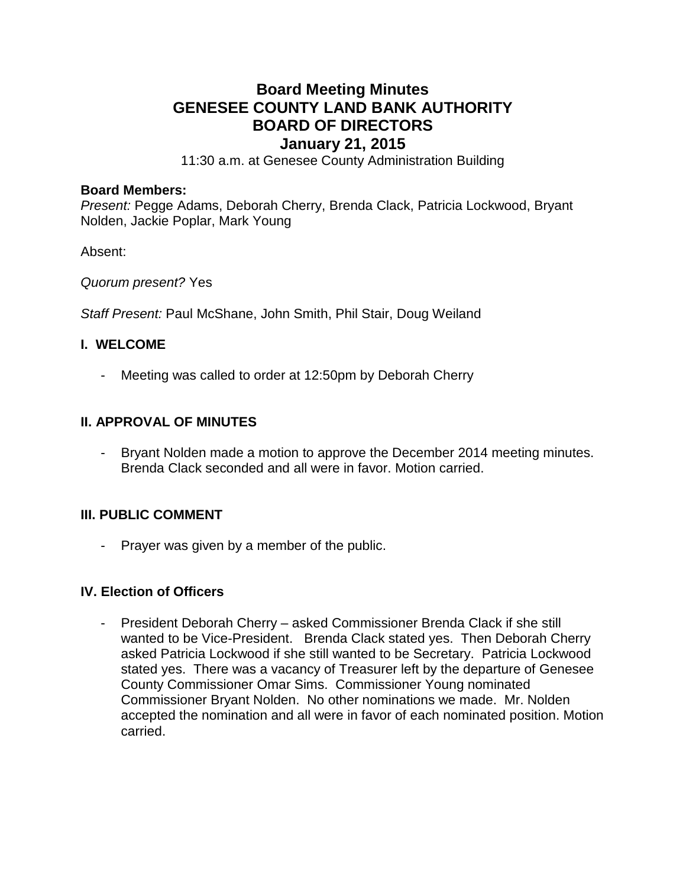# Board Meeting Minutes
# GENESEE COUNTY LAND BANK AUTHORITY
# BOARD OF DIRECTORS
# January 21, 2015

11:30 a.m. at Genesee County Administration Building

**Board Members:**
*Present:* Pegge Adams, Deborah Cherry, Brenda Clack, Patricia Lockwood, Bryant Nolden, Jackie Poplar, Mark Young

Absent:

*Quorum present?* Yes

*Staff Present:* Paul McShane, John Smith, Phil Stair, Doug Weiland

## I. WELCOME

- Meeting was called to order at 12:50pm by Deborah Cherry

## II. APPROVAL OF MINUTES

- Bryant Nolden made a motion to approve the December 2014 meeting minutes. Brenda Clack seconded and all were in favor. Motion carried.

## III. PUBLIC COMMENT

- Prayer was given by a member of the public.

## IV. Election of Officers

- President Deborah Cherry – asked Commissioner Brenda Clack if she still wanted to be Vice-President. Brenda Clack stated yes. Then Deborah Cherry asked Patricia Lockwood if she still wanted to be Secretary. Patricia Lockwood stated yes. There was a vacancy of Treasurer left by the departure of Genesee County Commissioner Omar Sims. Commissioner Young nominated Commissioner Bryant Nolden. No other nominations we made. Mr. Nolden accepted the nomination and all were in favor of each nominated position. Motion carried.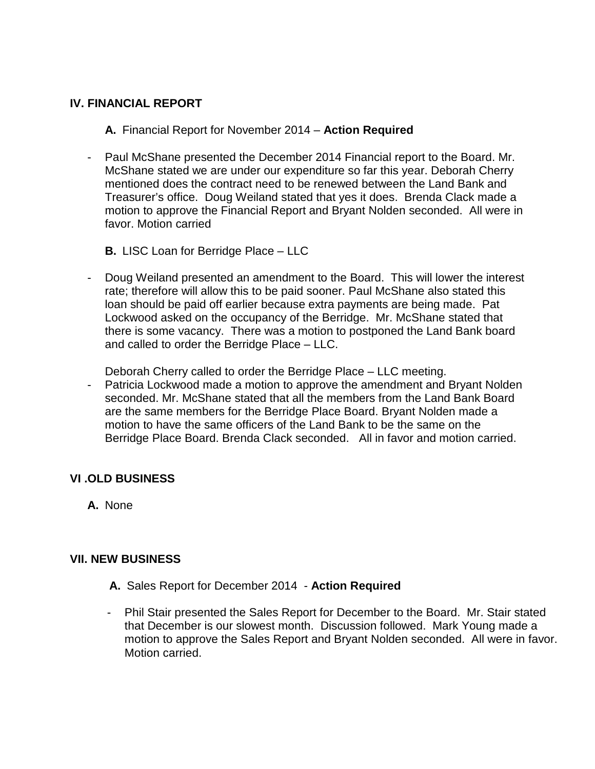## IV. FINANCIAL REPORT

**A.** Financial Report for November 2014 – **Action Required**

- Paul McShane presented the December 2014 Financial report to the Board. Mr. McShane stated we are under our expenditure so far this year. Deborah Cherry mentioned does the contract need to be renewed between the Land Bank and Treasurer's office. Doug Weiland stated that yes it does. Brenda Clack made a motion to approve the Financial Report and Bryant Nolden seconded. All were in favor. Motion carried

**B.** LISC Loan for Berridge Place – LLC

- Doug Weiland presented an amendment to the Board. This will lower the interest rate; therefore will allow this to be paid sooner. Paul McShane also stated this loan should be paid off earlier because extra payments are being made. Pat Lockwood asked on the occupancy of the Berridge. Mr. McShane stated that there is some vacancy. There was a motion to postponed the Land Bank board and called to order the Berridge Place – LLC.

  Deborah Cherry called to order the Berridge Place – LLC meeting.
- Patricia Lockwood made a motion to approve the amendment and Bryant Nolden seconded. Mr. McShane stated that all the members from the Land Bank Board are the same members for the Berridge Place Board. Bryant Nolden made a motion to have the same officers of the Land Bank to be the same on the Berridge Place Board. Brenda Clack seconded. All in favor and motion carried.

## VI .OLD BUSINESS

**A.** None

## VII. NEW BUSINESS

**A.** Sales Report for December 2014 - **Action Required**

- Phil Stair presented the Sales Report for December to the Board. Mr. Stair stated that December is our slowest month. Discussion followed. Mark Young made a motion to approve the Sales Report and Bryant Nolden seconded. All were in favor. Motion carried.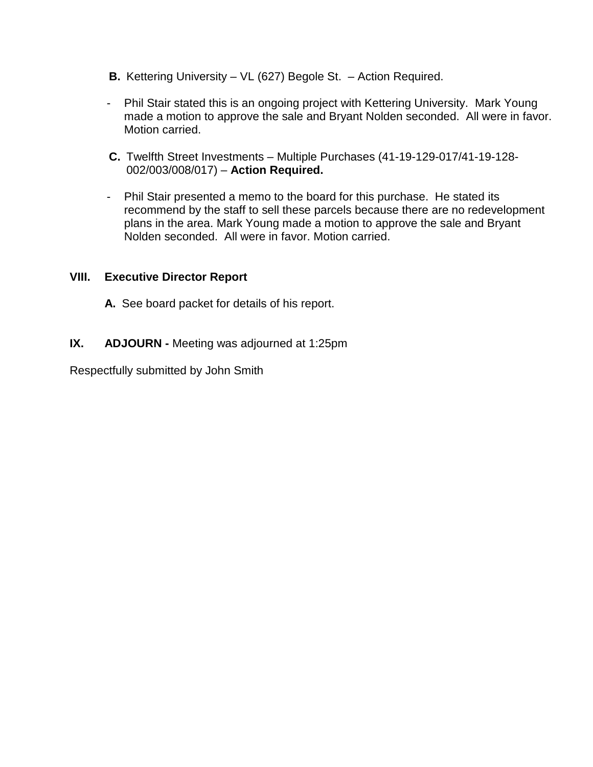**B.** Kettering University – VL (627) Begole St. – Action Required.

- Phil Stair stated this is an ongoing project with Kettering University. Mark Young made a motion to approve the sale and Bryant Nolden seconded. All were in favor. Motion carried.

**C.** Twelfth Street Investments – Multiple Purchases (41-19-129-017/41-19-128-002/003/008/017) – **Action Required.**

- Phil Stair presented a memo to the board for this purchase. He stated its recommend by the staff to sell these parcels because there are no redevelopment plans in the area. Mark Young made a motion to approve the sale and Bryant Nolden seconded. All were in favor. Motion carried.

## VIII. Executive Director Report

**A.** See board packet for details of his report.

## IX. ADJOURN - Meeting was adjourned at 1:25pm

Respectfully submitted by John Smith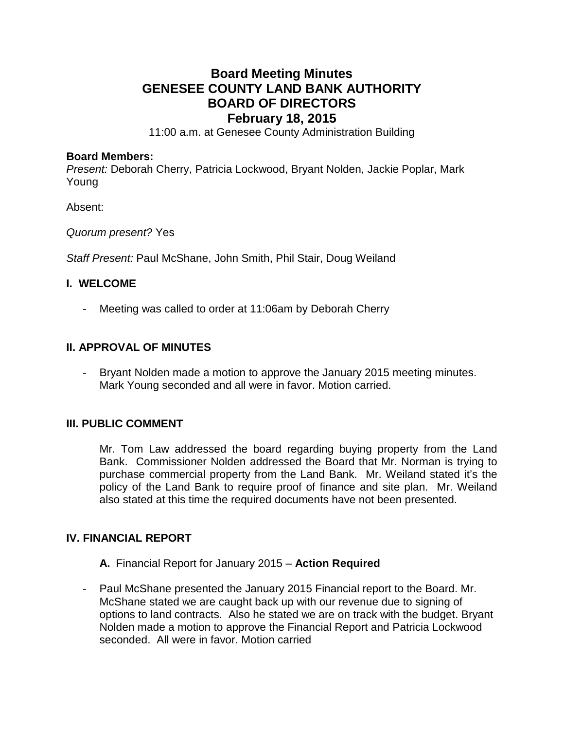# Board Meeting Minutes
# GENESEE COUNTY LAND BANK AUTHORITY
# BOARD OF DIRECTORS
# February 18, 2015

11:00 a.m. at Genesee County Administration Building

**Board Members:**
*Present:* Deborah Cherry, Patricia Lockwood, Bryant Nolden, Jackie Poplar, Mark Young

Absent:

*Quorum present?* Yes

*Staff Present:* Paul McShane, John Smith, Phil Stair, Doug Weiland

## I. WELCOME

- Meeting was called to order at 11:06am by Deborah Cherry

## II. APPROVAL OF MINUTES

- Bryant Nolden made a motion to approve the January 2015 meeting minutes. Mark Young seconded and all were in favor. Motion carried.

## III. PUBLIC COMMENT

Mr. Tom Law addressed the board regarding buying property from the Land Bank. Commissioner Nolden addressed the Board that Mr. Norman is trying to purchase commercial property from the Land Bank. Mr. Weiland stated it's the policy of the Land Bank to require proof of finance and site plan. Mr. Weiland also stated at this time the required documents have not been presented.

## IV. FINANCIAL REPORT

**A.** Financial Report for January 2015 – **Action Required**

- Paul McShane presented the January 2015 Financial report to the Board. Mr. McShane stated we are caught back up with our revenue due to signing of options to land contracts. Also he stated we are on track with the budget. Bryant Nolden made a motion to approve the Financial Report and Patricia Lockwood seconded. All were in favor. Motion carried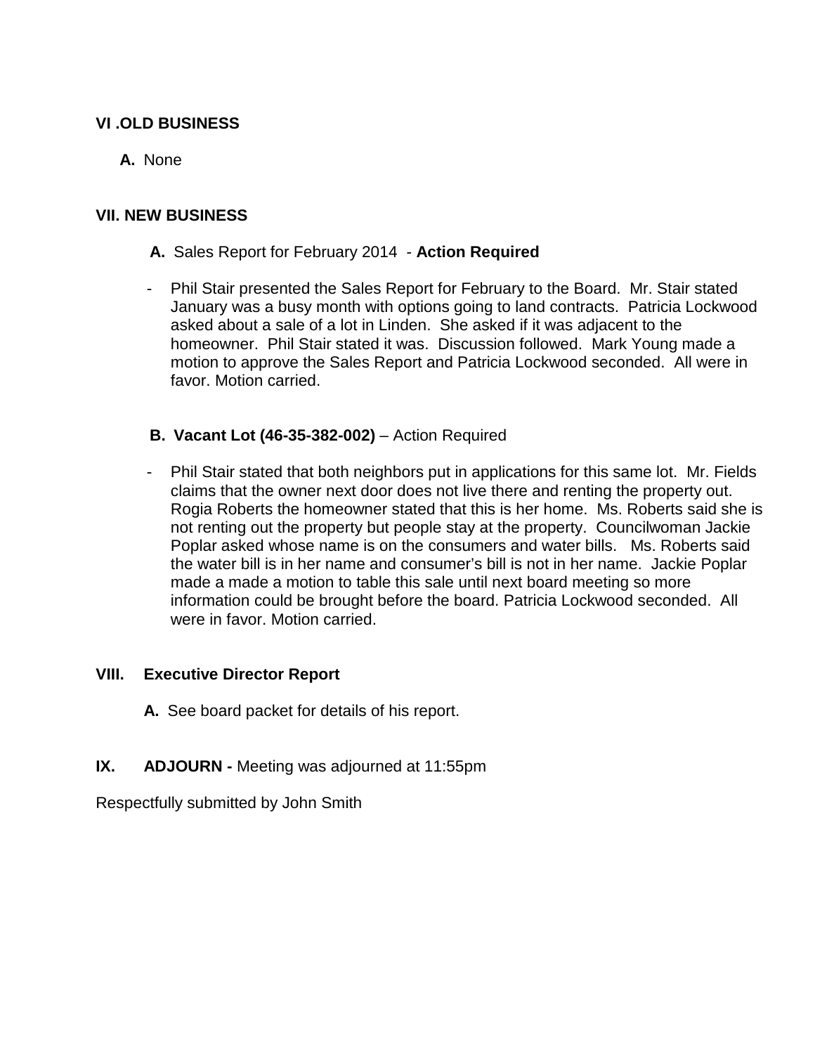## VI .OLD BUSINESS

**A.** None

## VII. NEW BUSINESS

**A.** Sales Report for February 2014 - **Action Required**

- Phil Stair presented the Sales Report for February to the Board. Mr. Stair stated January was a busy month with options going to land contracts. Patricia Lockwood asked about a sale of a lot in Linden. She asked if it was adjacent to the homeowner. Phil Stair stated it was. Discussion followed. Mark Young made a motion to approve the Sales Report and Patricia Lockwood seconded. All were in favor. Motion carried.

**B. Vacant Lot (46-35-382-002)** – Action Required

- Phil Stair stated that both neighbors put in applications for this same lot. Mr. Fields claims that the owner next door does not live there and renting the property out. Rogia Roberts the homeowner stated that this is her home. Ms. Roberts said she is not renting out the property but people stay at the property. Councilwoman Jackie Poplar asked whose name is on the consumers and water bills. Ms. Roberts said the water bill is in her name and consumer's bill is not in her name. Jackie Poplar made a made a motion to table this sale until next board meeting so more information could be brought before the board. Patricia Lockwood seconded. All were in favor. Motion carried.

## VIII. Executive Director Report

**A.** See board packet for details of his report.

## IX. ADJOURN - Meeting was adjourned at 11:55pm

Respectfully submitted by John Smith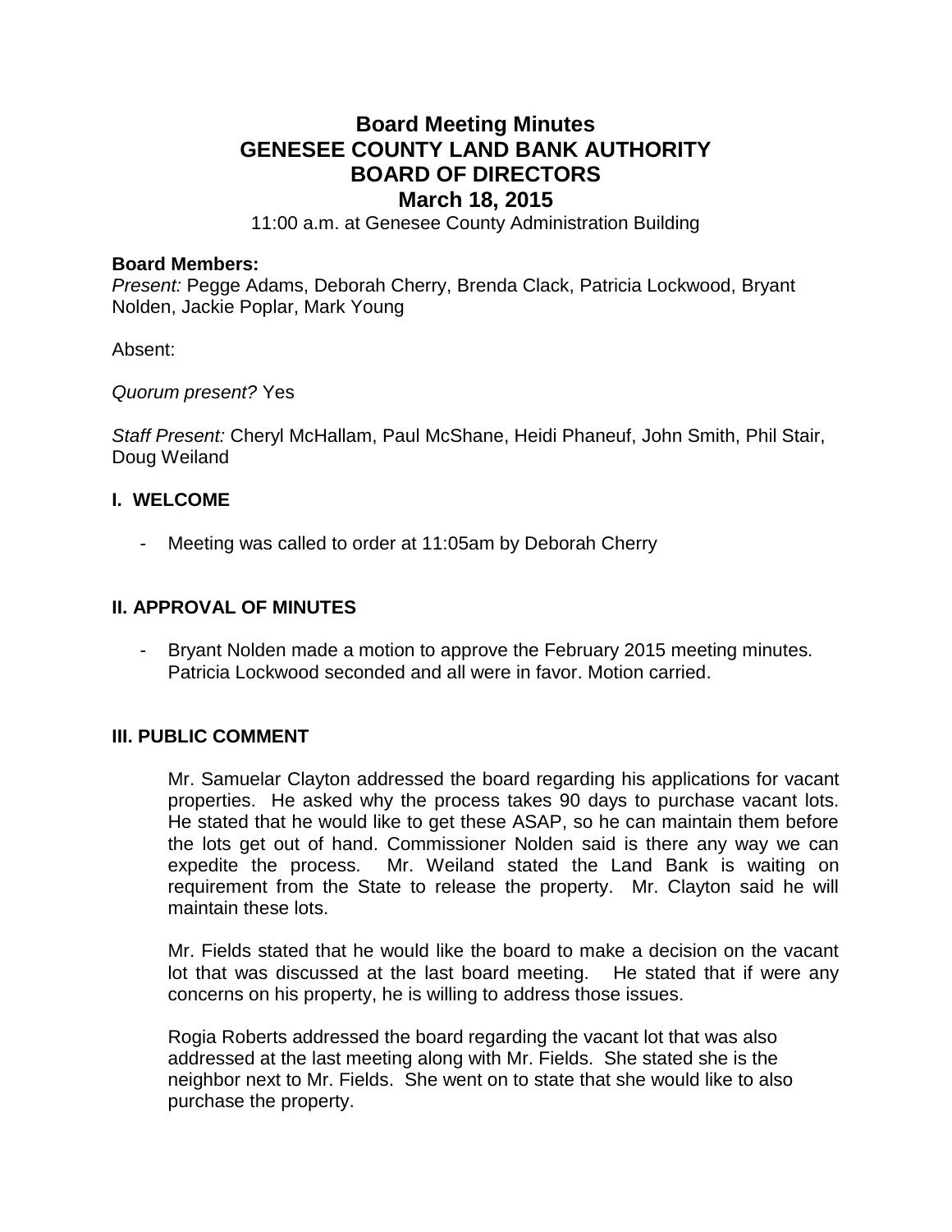# Board Meeting Minutes
# GENESEE COUNTY LAND BANK AUTHORITY
# BOARD OF DIRECTORS
# March 18, 2015

11:00 a.m. at Genesee County Administration Building

**Board Members:**
*Present:* Pegge Adams, Deborah Cherry, Brenda Clack, Patricia Lockwood, Bryant Nolden, Jackie Poplar, Mark Young

Absent:

*Quorum present?* Yes

*Staff Present:* Cheryl McHallam, Paul McShane, Heidi Phaneuf, John Smith, Phil Stair, Doug Weiland

## I. WELCOME

- Meeting was called to order at 11:05am by Deborah Cherry

## II. APPROVAL OF MINUTES

- Bryant Nolden made a motion to approve the February 2015 meeting minutes. Patricia Lockwood seconded and all were in favor. Motion carried.

## III. PUBLIC COMMENT

Mr. Samuelar Clayton addressed the board regarding his applications for vacant properties. He asked why the process takes 90 days to purchase vacant lots. He stated that he would like to get these ASAP, so he can maintain them before the lots get out of hand. Commissioner Nolden said is there any way we can expedite the process. Mr. Weiland stated the Land Bank is waiting on requirement from the State to release the property. Mr. Clayton said he will maintain these lots.

Mr. Fields stated that he would like the board to make a decision on the vacant lot that was discussed at the last board meeting. He stated that if were any concerns on his property, he is willing to address those issues.

Rogia Roberts addressed the board regarding the vacant lot that was also addressed at the last meeting along with Mr. Fields. She stated she is the neighbor next to Mr. Fields. She went on to state that she would like to also purchase the property.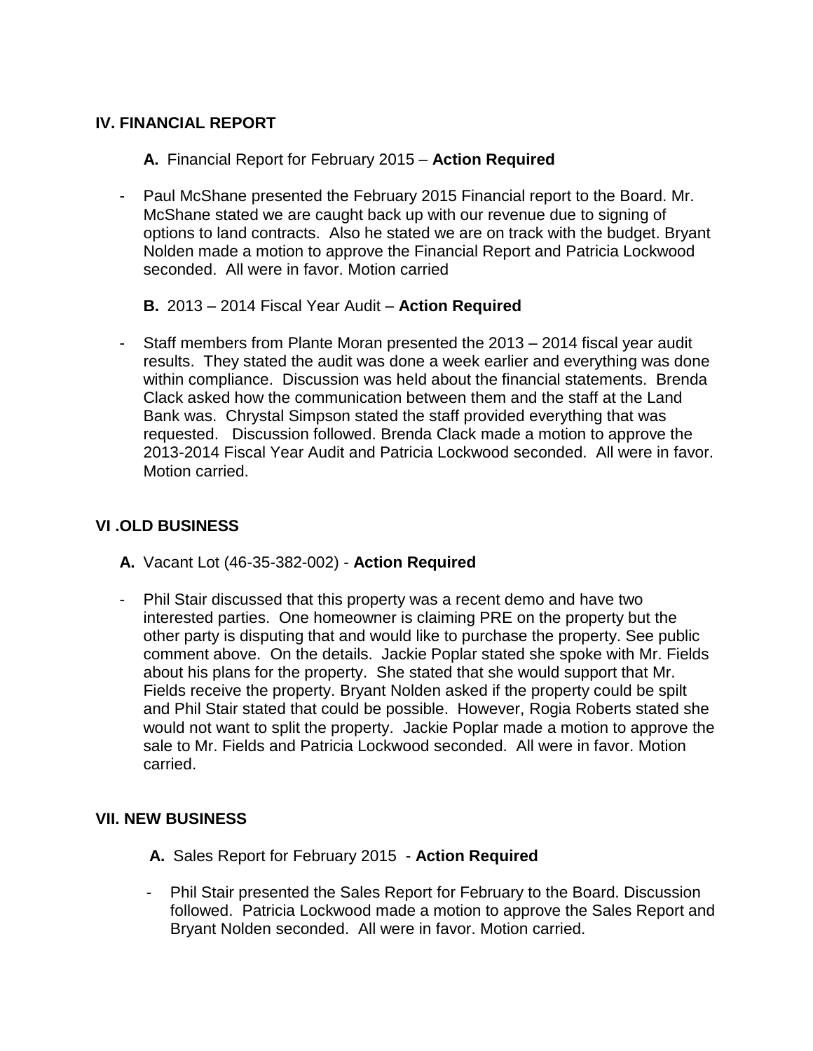## IV. FINANCIAL REPORT

**A.** Financial Report for February 2015 – **Action Required**

- Paul McShane presented the February 2015 Financial report to the Board. Mr. McShane stated we are caught back up with our revenue due to signing of options to land contracts. Also he stated we are on track with the budget. Bryant Nolden made a motion to approve the Financial Report and Patricia Lockwood seconded. All were in favor. Motion carried

**B.** 2013 – 2014 Fiscal Year Audit – **Action Required**

- Staff members from Plante Moran presented the 2013 – 2014 fiscal year audit results. They stated the audit was done a week earlier and everything was done within compliance. Discussion was held about the financial statements. Brenda Clack asked how the communication between them and the staff at the Land Bank was. Chrystal Simpson stated the staff provided everything that was requested. Discussion followed. Brenda Clack made a motion to approve the 2013-2014 Fiscal Year Audit and Patricia Lockwood seconded. All were in favor. Motion carried.

## VI .OLD BUSINESS

**A.** Vacant Lot (46-35-382-002) - **Action Required**

- Phil Stair discussed that this property was a recent demo and have two interested parties. One homeowner is claiming PRE on the property but the other party is disputing that and would like to purchase the property. See public comment above. On the details. Jackie Poplar stated she spoke with Mr. Fields about his plans for the property. She stated that she would support that Mr. Fields receive the property. Bryant Nolden asked if the property could be spilt and Phil Stair stated that could be possible. However, Rogia Roberts stated she would not want to split the property. Jackie Poplar made a motion to approve the sale to Mr. Fields and Patricia Lockwood seconded. All were in favor. Motion carried.

## VII. NEW BUSINESS

**A.** Sales Report for February 2015 - **Action Required**

- Phil Stair presented the Sales Report for February to the Board. Discussion followed. Patricia Lockwood made a motion to approve the Sales Report and Bryant Nolden seconded. All were in favor. Motion carried.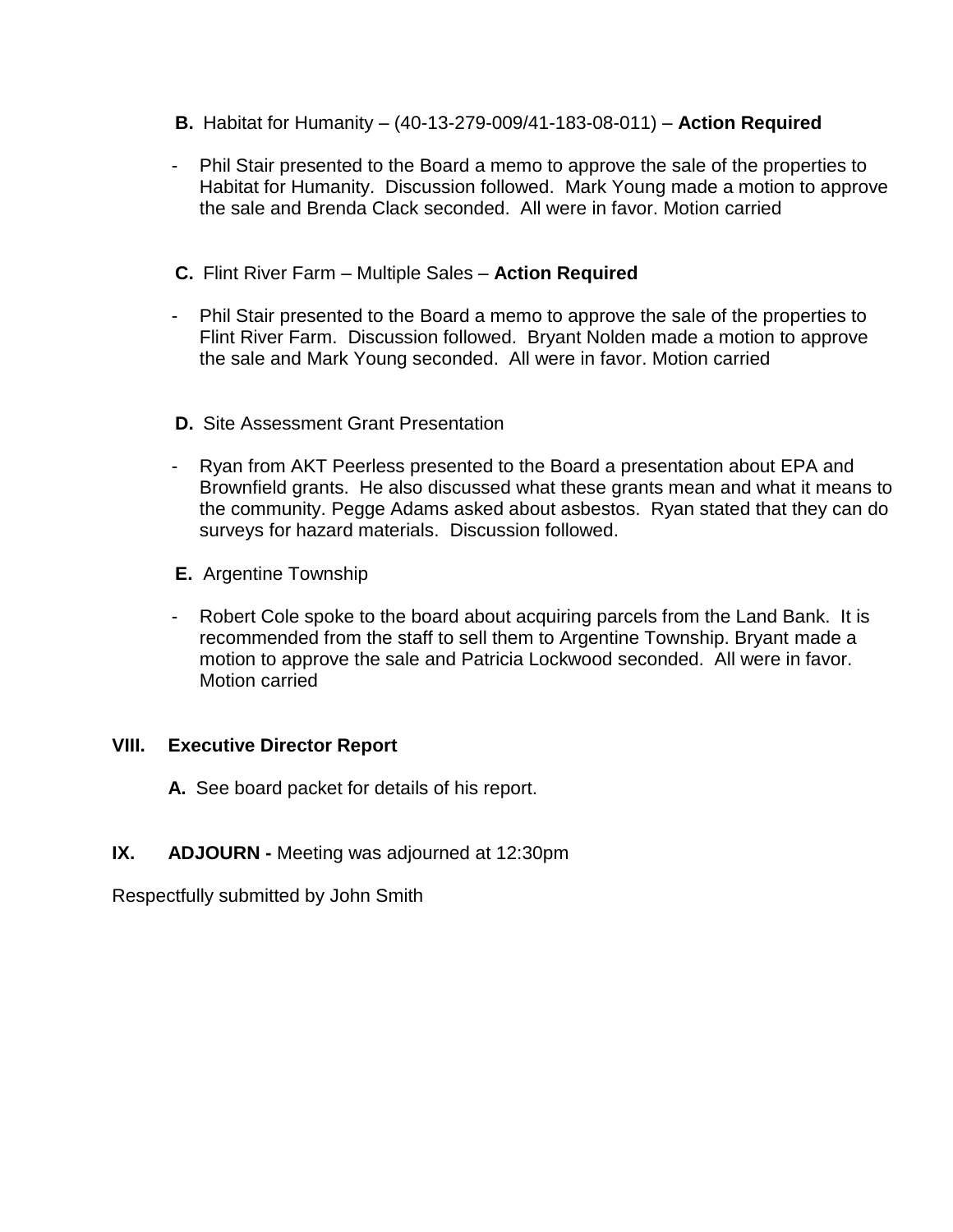**B.** Habitat for Humanity – (40-13-279-009/41-183-08-011) – **Action Required**

- Phil Stair presented to the Board a memo to approve the sale of the properties to Habitat for Humanity. Discussion followed. Mark Young made a motion to approve the sale and Brenda Clack seconded. All were in favor. Motion carried

**C.** Flint River Farm – Multiple Sales – **Action Required**

- Phil Stair presented to the Board a memo to approve the sale of the properties to Flint River Farm. Discussion followed. Bryant Nolden made a motion to approve the sale and Mark Young seconded. All were in favor. Motion carried

**D.** Site Assessment Grant Presentation

- Ryan from AKT Peerless presented to the Board a presentation about EPA and Brownfield grants. He also discussed what these grants mean and what it means to the community. Pegge Adams asked about asbestos. Ryan stated that they can do surveys for hazard materials. Discussion followed.

**E.** Argentine Township

- Robert Cole spoke to the board about acquiring parcels from the Land Bank. It is recommended from the staff to sell them to Argentine Township. Bryant made a motion to approve the sale and Patricia Lockwood seconded. All were in favor. Motion carried

**VIII. Executive Director Report**

**A.** See board packet for details of his report.

**IX. ADJOURN -** Meeting was adjourned at 12:30pm

Respectfully submitted by John Smith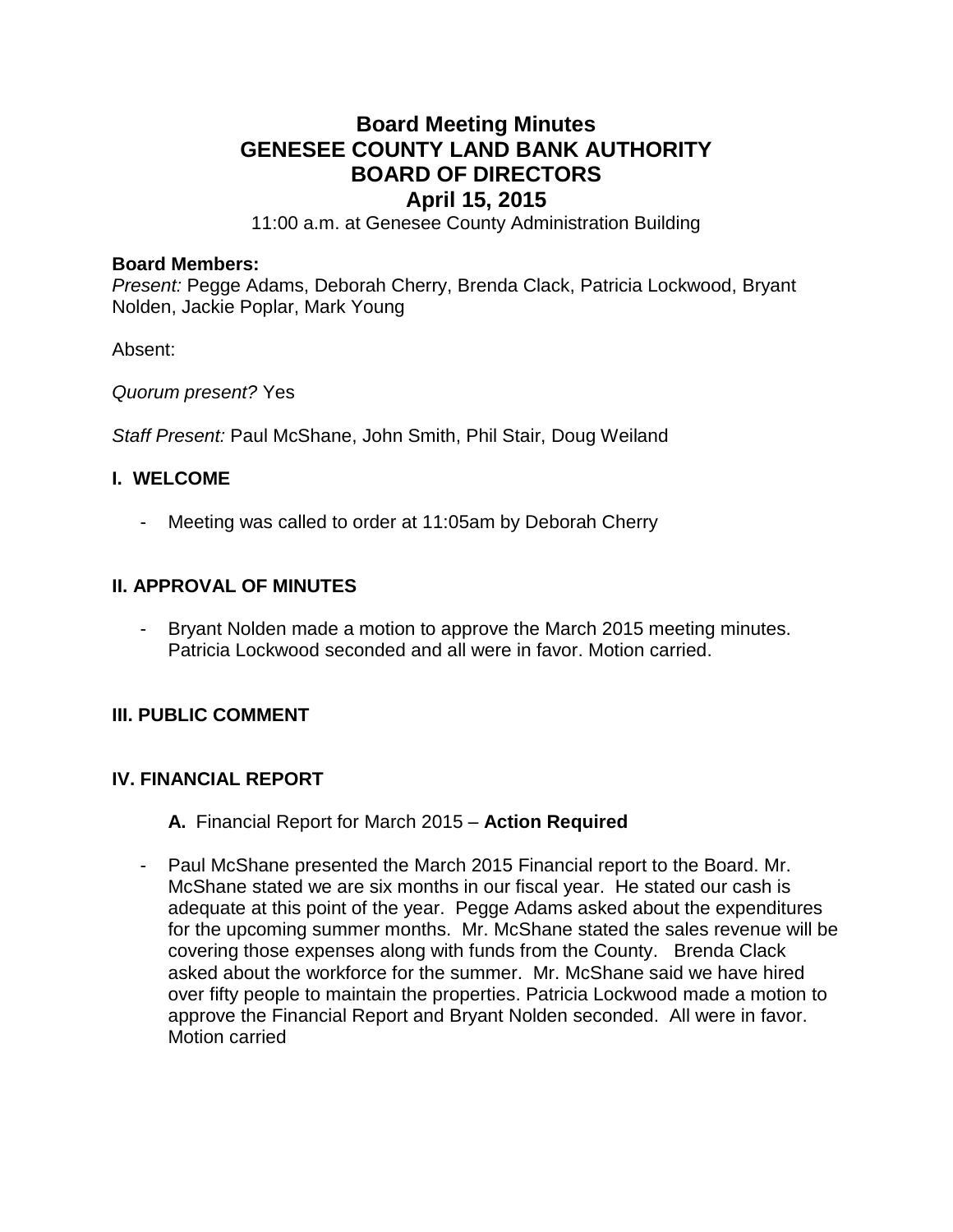# Board Meeting Minutes
# GENESEE COUNTY LAND BANK AUTHORITY
# BOARD OF DIRECTORS
# April 15, 2015

11:00 a.m. at Genesee County Administration Building

**Board Members:**
*Present:* Pegge Adams, Deborah Cherry, Brenda Clack, Patricia Lockwood, Bryant Nolden, Jackie Poplar, Mark Young

Absent:

*Quorum present?* Yes

*Staff Present:* Paul McShane, John Smith, Phil Stair, Doug Weiland

## I. WELCOME

- Meeting was called to order at 11:05am by Deborah Cherry

## II. APPROVAL OF MINUTES

- Bryant Nolden made a motion to approve the March 2015 meeting minutes. Patricia Lockwood seconded and all were in favor. Motion carried.

## III. PUBLIC COMMENT

## IV. FINANCIAL REPORT

**A.** Financial Report for March 2015 – **Action Required**

- Paul McShane presented the March 2015 Financial report to the Board. Mr. McShane stated we are six months in our fiscal year. He stated our cash is adequate at this point of the year. Pegge Adams asked about the expenditures for the upcoming summer months. Mr. McShane stated the sales revenue will be covering those expenses along with funds from the County. Brenda Clack asked about the workforce for the summer. Mr. McShane said we have hired over fifty people to maintain the properties. Patricia Lockwood made a motion to approve the Financial Report and Bryant Nolden seconded. All were in favor. Motion carried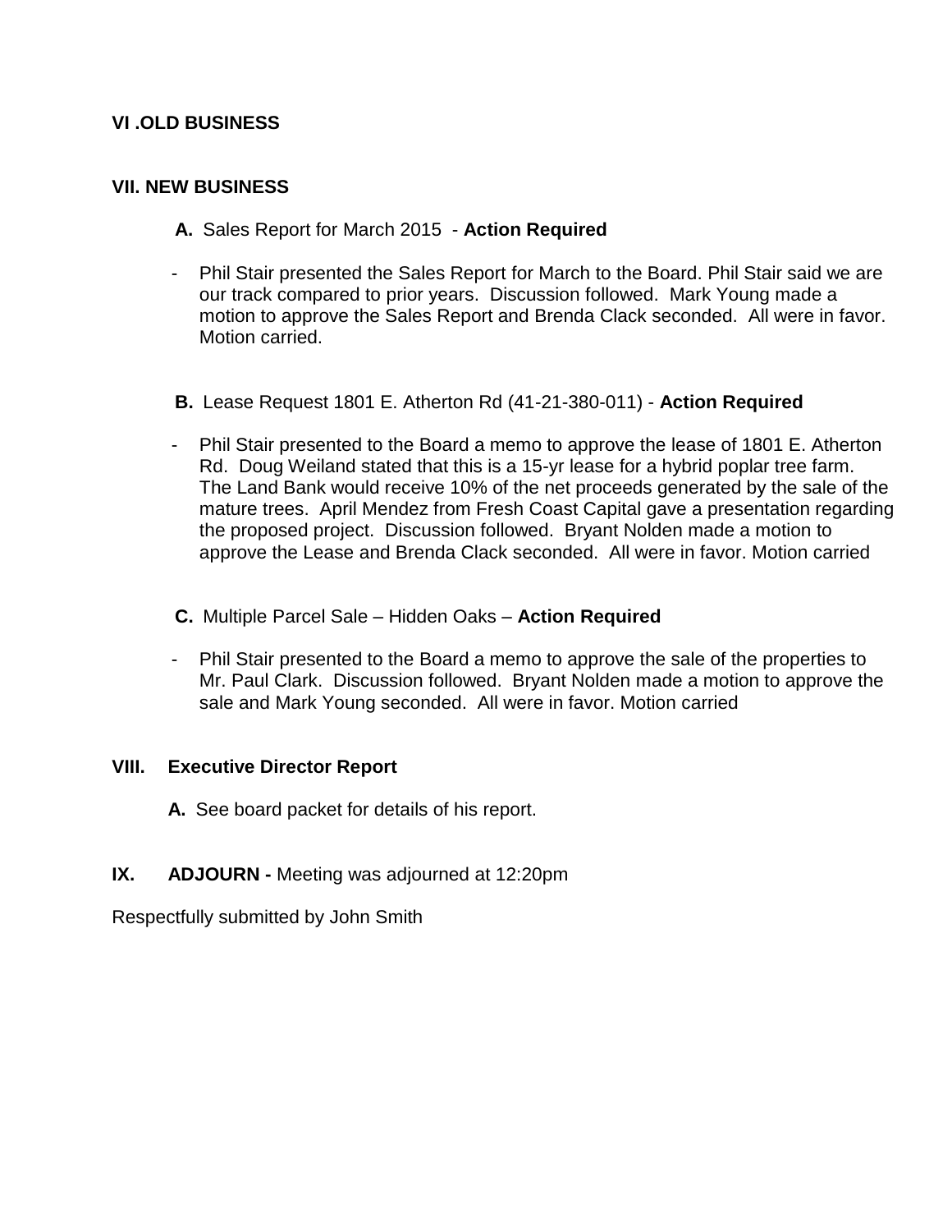## VI .OLD BUSINESS

## VII. NEW BUSINESS

**A.** Sales Report for March 2015 - **Action Required**

- Phil Stair presented the Sales Report for March to the Board. Phil Stair said we are our track compared to prior years. Discussion followed. Mark Young made a motion to approve the Sales Report and Brenda Clack seconded. All were in favor. Motion carried.

**B.** Lease Request 1801 E. Atherton Rd (41-21-380-011) - **Action Required**

- Phil Stair presented to the Board a memo to approve the lease of 1801 E. Atherton Rd. Doug Weiland stated that this is a 15-yr lease for a hybrid poplar tree farm. The Land Bank would receive 10% of the net proceeds generated by the sale of the mature trees. April Mendez from Fresh Coast Capital gave a presentation regarding the proposed project. Discussion followed. Bryant Nolden made a motion to approve the Lease and Brenda Clack seconded. All were in favor. Motion carried

**C.** Multiple Parcel Sale – Hidden Oaks – **Action Required**

- Phil Stair presented to the Board a memo to approve the sale of the properties to Mr. Paul Clark. Discussion followed. Bryant Nolden made a motion to approve the sale and Mark Young seconded. All were in favor. Motion carried

## VIII. Executive Director Report

**A.** See board packet for details of his report.

## IX. ADJOURN - Meeting was adjourned at 12:20pm

Respectfully submitted by John Smith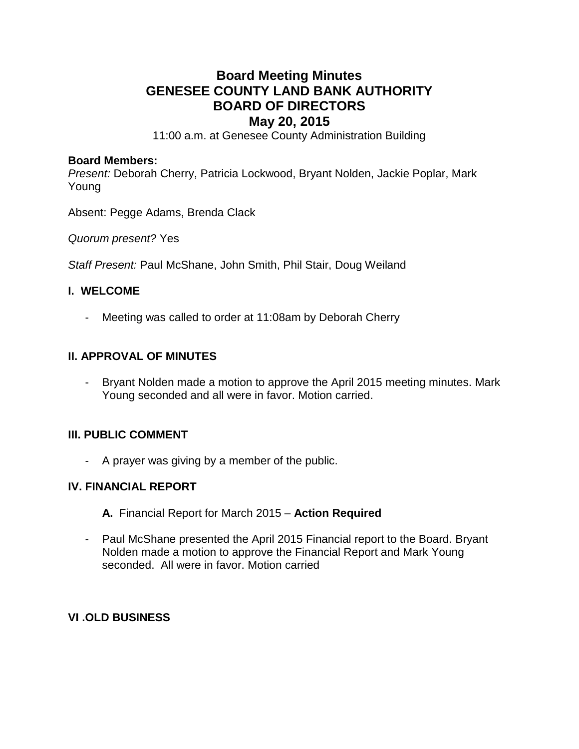# Board Meeting Minutes
# GENESEE COUNTY LAND BANK AUTHORITY
# BOARD OF DIRECTORS
# May 20, 2015

11:00 a.m. at Genesee County Administration Building

**Board Members:**
*Present:* Deborah Cherry, Patricia Lockwood, Bryant Nolden, Jackie Poplar, Mark Young

Absent: Pegge Adams, Brenda Clack

*Quorum present?* Yes

*Staff Present:* Paul McShane, John Smith, Phil Stair, Doug Weiland

## I. WELCOME

- Meeting was called to order at 11:08am by Deborah Cherry

## II. APPROVAL OF MINUTES

- Bryant Nolden made a motion to approve the April 2015 meeting minutes. Mark Young seconded and all were in favor. Motion carried.

## III. PUBLIC COMMENT

- A prayer was giving by a member of the public.

## IV. FINANCIAL REPORT

**A.** Financial Report for March 2015 – **Action Required**

- Paul McShane presented the April 2015 Financial report to the Board. Bryant Nolden made a motion to approve the Financial Report and Mark Young seconded. All were in favor. Motion carried

## VI .OLD BUSINESS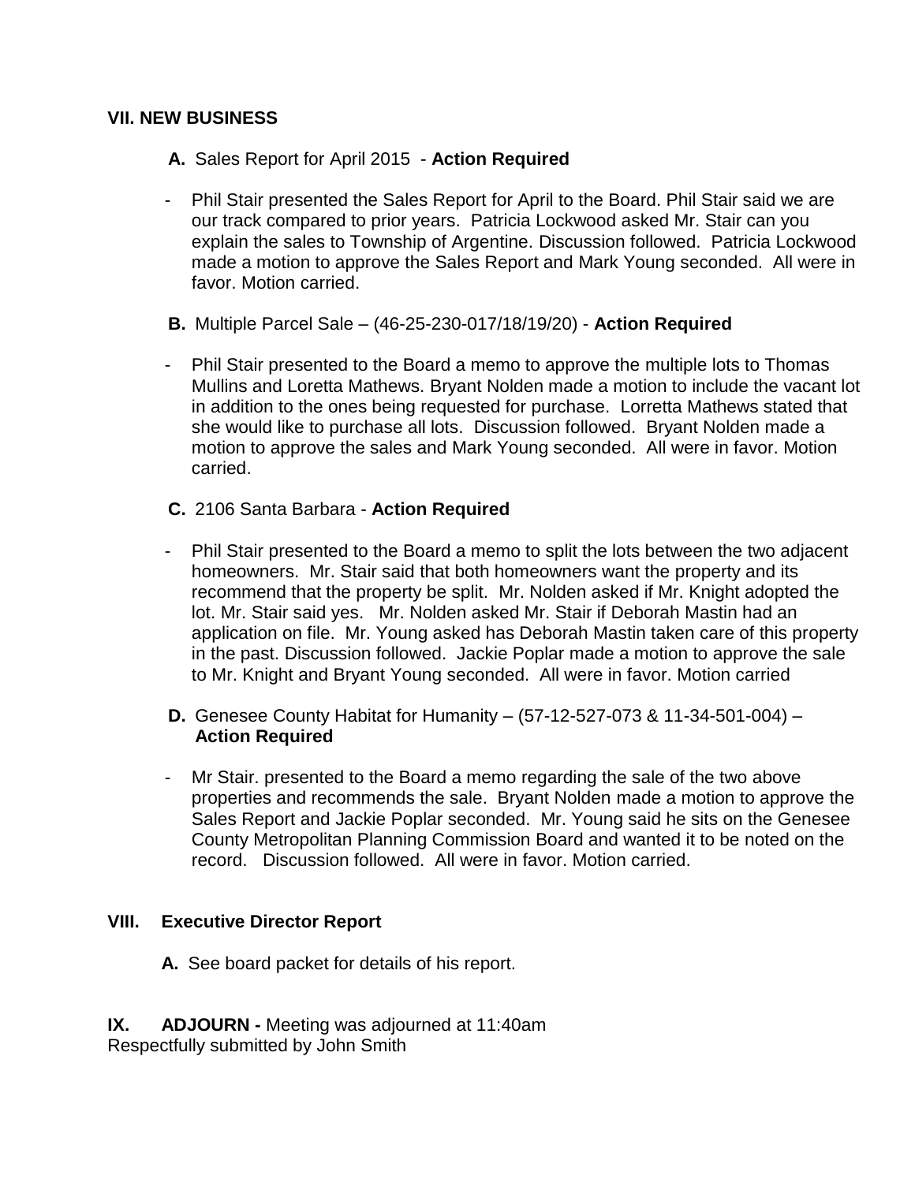## VII. NEW BUSINESS

**A.** Sales Report for April 2015 - **Action Required**

- Phil Stair presented the Sales Report for April to the Board. Phil Stair said we are our track compared to prior years. Patricia Lockwood asked Mr. Stair can you explain the sales to Township of Argentine. Discussion followed. Patricia Lockwood made a motion to approve the Sales Report and Mark Young seconded. All were in favor. Motion carried.

**B.** Multiple Parcel Sale – (46-25-230-017/18/19/20) - **Action Required**

- Phil Stair presented to the Board a memo to approve the multiple lots to Thomas Mullins and Loretta Mathews. Bryant Nolden made a motion to include the vacant lot in addition to the ones being requested for purchase. Lorretta Mathews stated that she would like to purchase all lots. Discussion followed. Bryant Nolden made a motion to approve the sales and Mark Young seconded. All were in favor. Motion carried.

**C.** 2106 Santa Barbara - **Action Required**

- Phil Stair presented to the Board a memo to split the lots between the two adjacent homeowners. Mr. Stair said that both homeowners want the property and its recommend that the property be split. Mr. Nolden asked if Mr. Knight adopted the lot. Mr. Stair said yes. Mr. Nolden asked Mr. Stair if Deborah Mastin had an application on file. Mr. Young asked has Deborah Mastin taken care of this property in the past. Discussion followed. Jackie Poplar made a motion to approve the sale to Mr. Knight and Bryant Young seconded. All were in favor. Motion carried

**D.** Genesee County Habitat for Humanity – (57-12-527-073 & 11-34-501-004) – **Action Required**

- Mr Stair. presented to the Board a memo regarding the sale of the two above properties and recommends the sale. Bryant Nolden made a motion to approve the Sales Report and Jackie Poplar seconded. Mr. Young said he sits on the Genesee County Metropolitan Planning Commission Board and wanted it to be noted on the record. Discussion followed. All were in favor. Motion carried.

## VIII. Executive Director Report

**A.** See board packet for details of his report.

**IX. ADJOURN -** Meeting was adjourned at 11:40am

Respectfully submitted by John Smith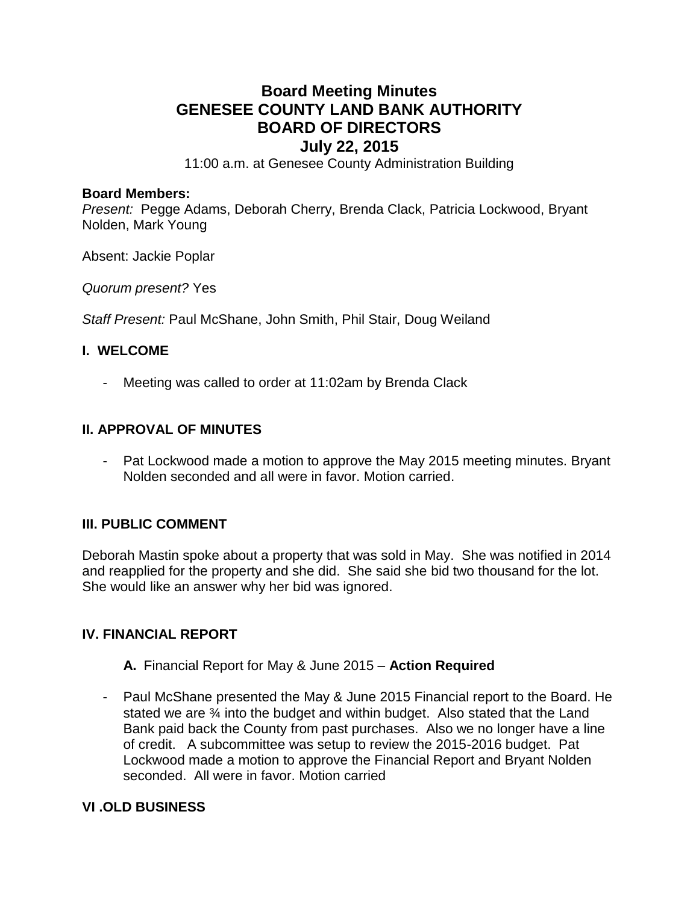# Board Meeting Minutes
# GENESEE COUNTY LAND BANK AUTHORITY
# BOARD OF DIRECTORS
# July 22, 2015

11:00 a.m. at Genesee County Administration Building

**Board Members:**
*Present:* Pegge Adams, Deborah Cherry, Brenda Clack, Patricia Lockwood, Bryant Nolden, Mark Young

Absent: Jackie Poplar

*Quorum present?* Yes

*Staff Present:* Paul McShane, John Smith, Phil Stair, Doug Weiland

## I. WELCOME

- Meeting was called to order at 11:02am by Brenda Clack

## II. APPROVAL OF MINUTES

- Pat Lockwood made a motion to approve the May 2015 meeting minutes. Bryant Nolden seconded and all were in favor. Motion carried.

## III. PUBLIC COMMENT

Deborah Mastin spoke about a property that was sold in May. She was notified in 2014 and reapplied for the property and she did. She said she bid two thousand for the lot. She would like an answer why her bid was ignored.

## IV. FINANCIAL REPORT

**A.** Financial Report for May & June 2015 – **Action Required**

- Paul McShane presented the May & June 2015 Financial report to the Board. He stated we are ¾ into the budget and within budget. Also stated that the Land Bank paid back the County from past purchases. Also we no longer have a line of credit. A subcommittee was setup to review the 2015-2016 budget. Pat Lockwood made a motion to approve the Financial Report and Bryant Nolden seconded. All were in favor. Motion carried

## VI .OLD BUSINESS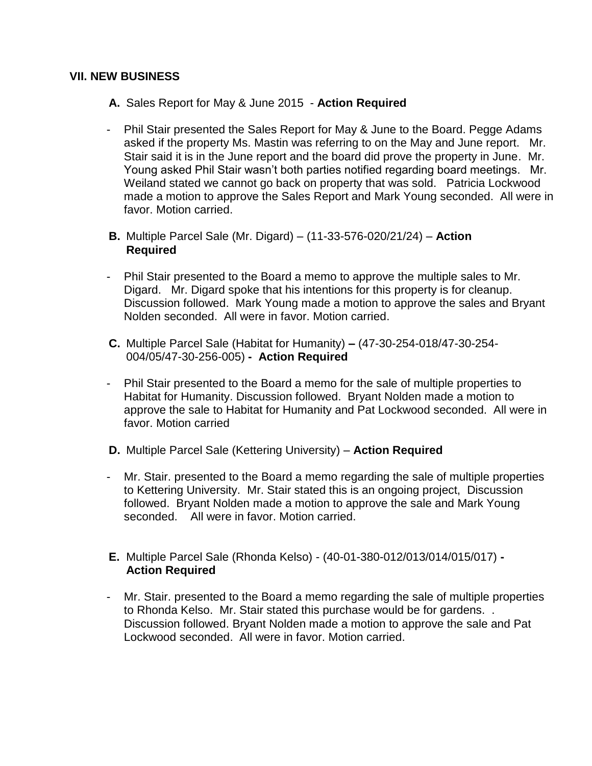## VII. NEW BUSINESS

**A.** Sales Report for May & June 2015 - **Action Required**

- Phil Stair presented the Sales Report for May & June to the Board. Pegge Adams asked if the property Ms. Mastin was referring to on the May and June report. Mr. Stair said it is in the June report and the board did prove the property in June. Mr. Young asked Phil Stair wasn't both parties notified regarding board meetings. Mr. Weiland stated we cannot go back on property that was sold. Patricia Lockwood made a motion to approve the Sales Report and Mark Young seconded. All were in favor. Motion carried.

**B.** Multiple Parcel Sale (Mr. Digard) – (11-33-576-020/21/24) – **Action Required**

- Phil Stair presented to the Board a memo to approve the multiple sales to Mr. Digard. Mr. Digard spoke that his intentions for this property is for cleanup. Discussion followed. Mark Young made a motion to approve the sales and Bryant Nolden seconded. All were in favor. Motion carried.

**C.** Multiple Parcel Sale (Habitat for Humanity) **–** (47-30-254-018/47-30-254-004/05/47-30-256-005) **- Action Required**

- Phil Stair presented to the Board a memo for the sale of multiple properties to Habitat for Humanity. Discussion followed. Bryant Nolden made a motion to approve the sale to Habitat for Humanity and Pat Lockwood seconded. All were in favor. Motion carried

**D.** Multiple Parcel Sale (Kettering University) – **Action Required**

- Mr. Stair. presented to the Board a memo regarding the sale of multiple properties to Kettering University. Mr. Stair stated this is an ongoing project, Discussion followed. Bryant Nolden made a motion to approve the sale and Mark Young seconded. All were in favor. Motion carried.

**E.** Multiple Parcel Sale (Rhonda Kelso) - (40-01-380-012/013/014/015/017) **- Action Required**

- Mr. Stair. presented to the Board a memo regarding the sale of multiple properties to Rhonda Kelso. Mr. Stair stated this purchase would be for gardens. . Discussion followed. Bryant Nolden made a motion to approve the sale and Pat Lockwood seconded. All were in favor. Motion carried.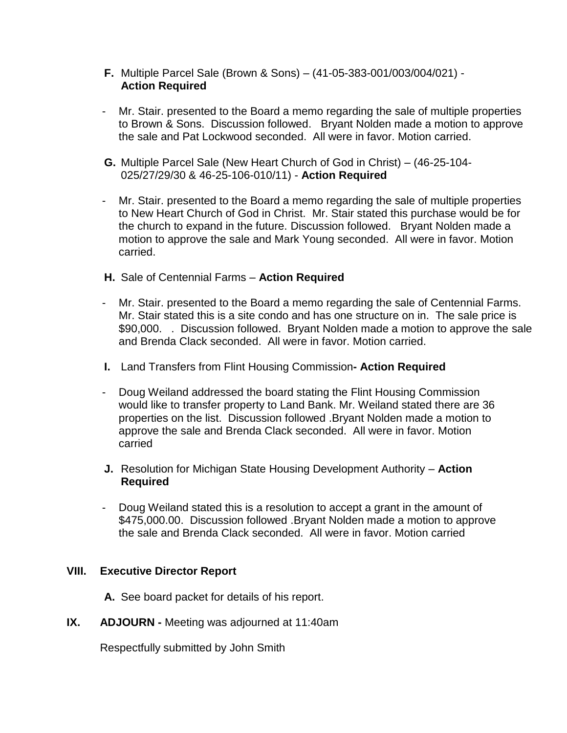**F.** Multiple Parcel Sale (Brown & Sons) – (41-05-383-001/003/004/021) - **Action Required**

- Mr. Stair. presented to the Board a memo regarding the sale of multiple properties to Brown & Sons. Discussion followed. Bryant Nolden made a motion to approve the sale and Pat Lockwood seconded. All were in favor. Motion carried.

**G.** Multiple Parcel Sale (New Heart Church of God in Christ) – (46-25-104-025/27/29/30 & 46-25-106-010/11) - **Action Required**

- Mr. Stair. presented to the Board a memo regarding the sale of multiple properties to New Heart Church of God in Christ. Mr. Stair stated this purchase would be for the church to expand in the future. Discussion followed. Bryant Nolden made a motion to approve the sale and Mark Young seconded. All were in favor. Motion carried.

**H.** Sale of Centennial Farms – **Action Required**

- Mr. Stair. presented to the Board a memo regarding the sale of Centennial Farms. Mr. Stair stated this is a site condo and has one structure on in. The sale price is $90,000. . Discussion followed. Bryant Nolden made a motion to approve the sale and Brenda Clack seconded. All were in favor. Motion carried.

**I.** Land Transfers from Flint Housing Commission**- Action Required**

- Doug Weiland addressed the board stating the Flint Housing Commission would like to transfer property to Land Bank. Mr. Weiland stated there are 36 properties on the list. Discussion followed .Bryant Nolden made a motion to approve the sale and Brenda Clack seconded. All were in favor. Motion carried

**J.** Resolution for Michigan State Housing Development Authority – **Action Required**

- Doug Weiland stated this is a resolution to accept a grant in the amount of $475,000.00. Discussion followed .Bryant Nolden made a motion to approve the sale and Brenda Clack seconded. All were in favor. Motion carried

## VIII. Executive Director Report

**A.** See board packet for details of his report.

## IX. ADJOURN - Meeting was adjourned at 11:40am

Respectfully submitted by John Smith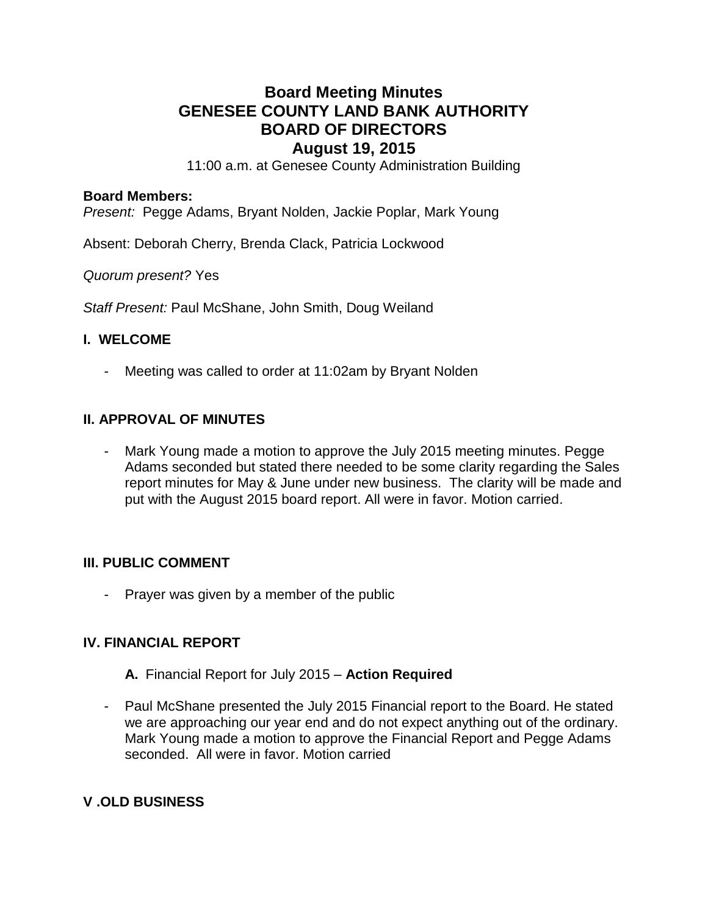# Board Meeting Minutes
# GENESEE COUNTY LAND BANK AUTHORITY
# BOARD OF DIRECTORS
# August 19, 2015

11:00 a.m. at Genesee County Administration Building

**Board Members:**

*Present:* Pegge Adams, Bryant Nolden, Jackie Poplar, Mark Young

Absent: Deborah Cherry, Brenda Clack, Patricia Lockwood

*Quorum present?* Yes

*Staff Present:* Paul McShane, John Smith, Doug Weiland

## I. WELCOME

- Meeting was called to order at 11:02am by Bryant Nolden

## II. APPROVAL OF MINUTES

- Mark Young made a motion to approve the July 2015 meeting minutes. Pegge Adams seconded but stated there needed to be some clarity regarding the Sales report minutes for May & June under new business. The clarity will be made and put with the August 2015 board report. All were in favor. Motion carried.

## III. PUBLIC COMMENT

- Prayer was given by a member of the public

## IV. FINANCIAL REPORT

**A.** Financial Report for July 2015 – **Action Required**

- Paul McShane presented the July 2015 Financial report to the Board. He stated we are approaching our year end and do not expect anything out of the ordinary. Mark Young made a motion to approve the Financial Report and Pegge Adams seconded. All were in favor. Motion carried

## V .OLD BUSINESS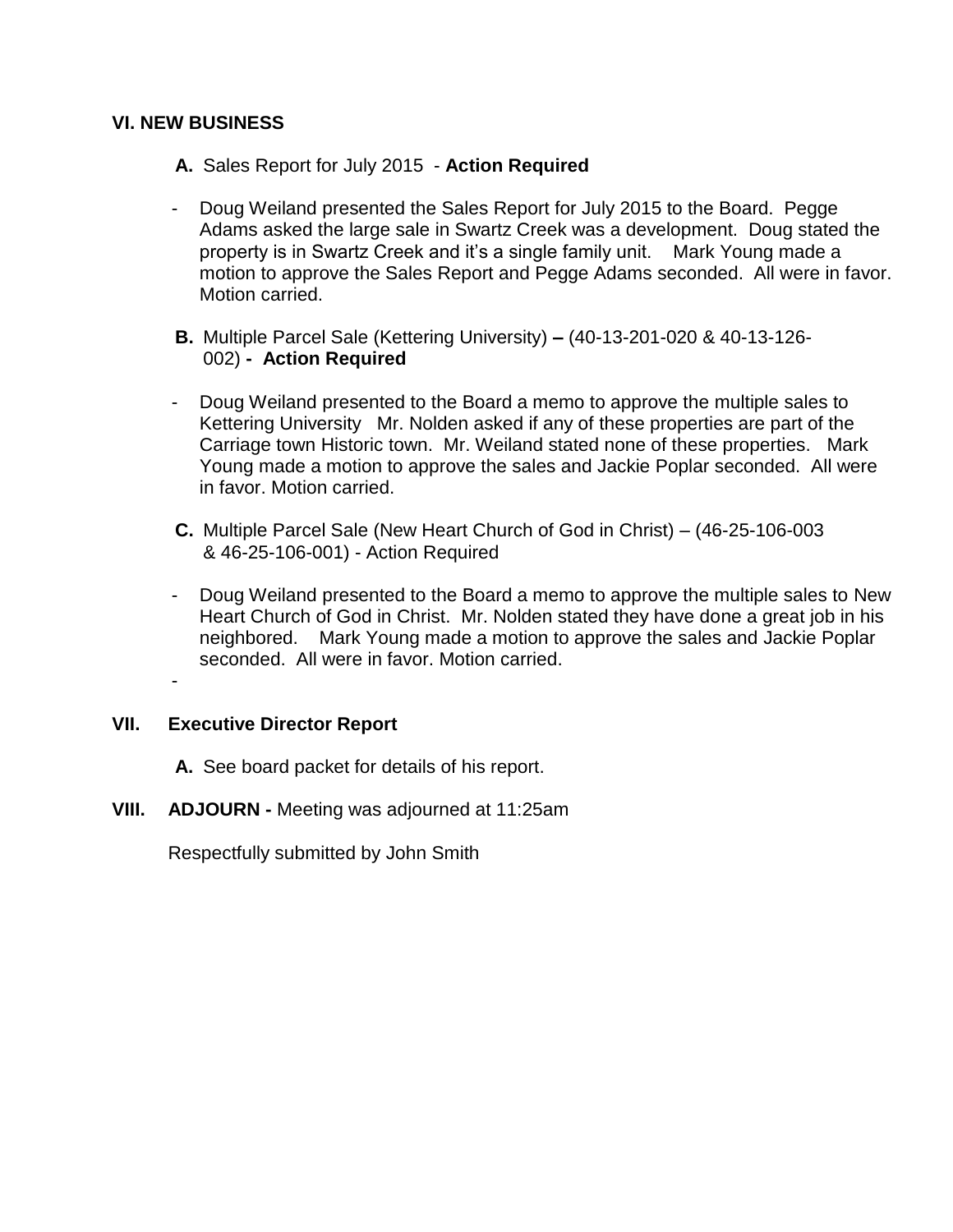## VI. NEW BUSINESS

**A.** Sales Report for July 2015 - **Action Required**

- Doug Weiland presented the Sales Report for July 2015 to the Board. Pegge Adams asked the large sale in Swartz Creek was a development. Doug stated the property is in Swartz Creek and it's a single family unit. Mark Young made a motion to approve the Sales Report and Pegge Adams seconded. All were in favor. Motion carried.

**B.** Multiple Parcel Sale (Kettering University) **–** (40-13-201-020 & 40-13-126-002) **- Action Required**

- Doug Weiland presented to the Board a memo to approve the multiple sales to Kettering University Mr. Nolden asked if any of these properties are part of the Carriage town Historic town. Mr. Weiland stated none of these properties. Mark Young made a motion to approve the sales and Jackie Poplar seconded. All were in favor. Motion carried.

**C.** Multiple Parcel Sale (New Heart Church of God in Christ) – (46-25-106-003 & 46-25-106-001) - Action Required

- Doug Weiland presented to the Board a memo to approve the multiple sales to New Heart Church of God in Christ. Mr. Nolden stated they have done a great job in his neighbored. Mark Young made a motion to approve the sales and Jackie Poplar seconded. All were in favor. Motion carried.

-

## VII. Executive Director Report

**A.** See board packet for details of his report.

## VIII. ADJOURN - Meeting was adjourned at 11:25am

Respectfully submitted by John Smith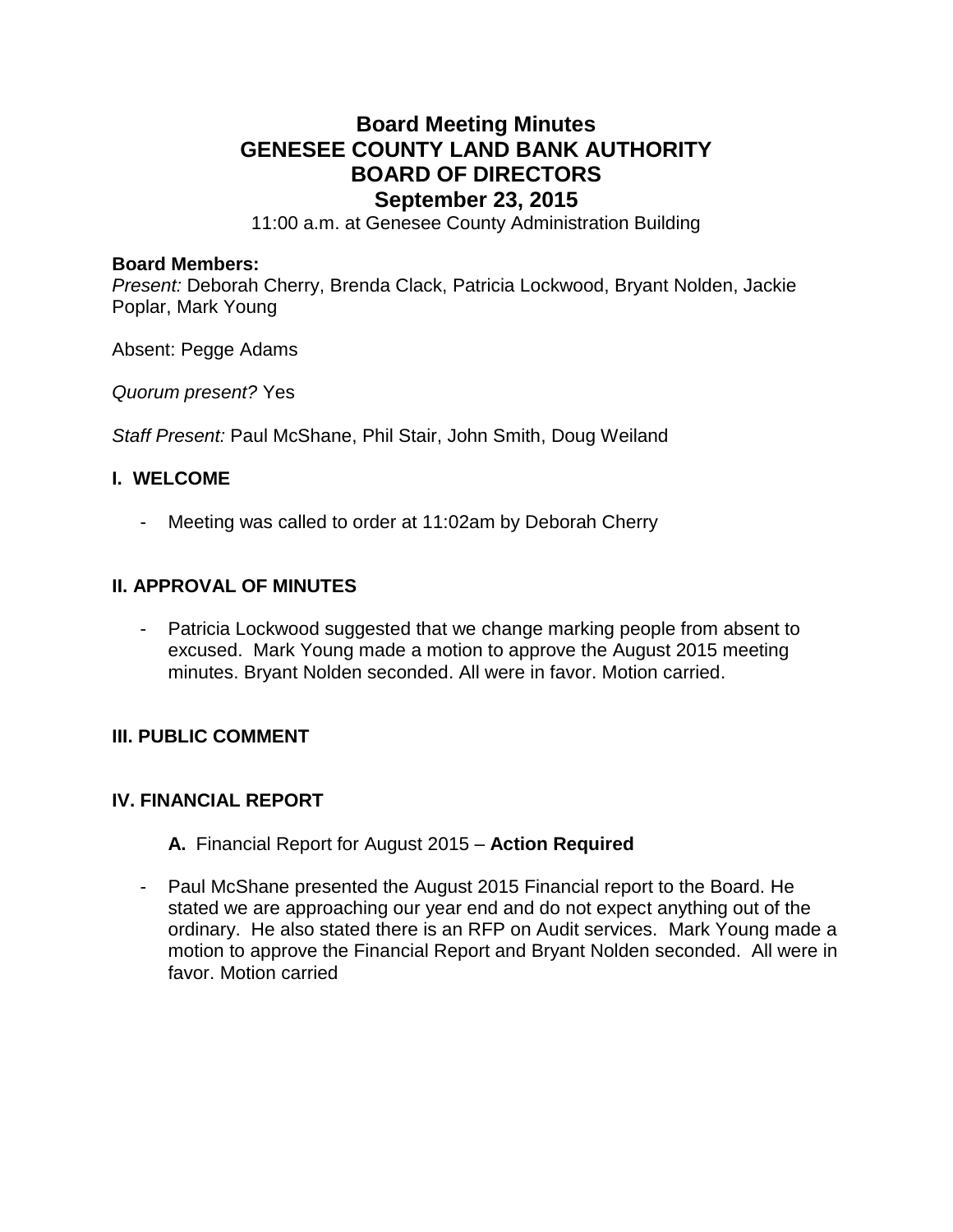# Board Meeting Minutes
# GENESEE COUNTY LAND BANK AUTHORITY
# BOARD OF DIRECTORS
# September 23, 2015

11:00 a.m. at Genesee County Administration Building

**Board Members:**
*Present:* Deborah Cherry, Brenda Clack, Patricia Lockwood, Bryant Nolden, Jackie Poplar, Mark Young

Absent: Pegge Adams

*Quorum present?* Yes

*Staff Present:* Paul McShane, Phil Stair, John Smith, Doug Weiland

## I. WELCOME

- Meeting was called to order at 11:02am by Deborah Cherry

## II. APPROVAL OF MINUTES

- Patricia Lockwood suggested that we change marking people from absent to excused. Mark Young made a motion to approve the August 2015 meeting minutes. Bryant Nolden seconded. All were in favor. Motion carried.

## III. PUBLIC COMMENT

## IV. FINANCIAL REPORT

**A.** Financial Report for August 2015 – **Action Required**

- Paul McShane presented the August 2015 Financial report to the Board. He stated we are approaching our year end and do not expect anything out of the ordinary. He also stated there is an RFP on Audit services. Mark Young made a motion to approve the Financial Report and Bryant Nolden seconded. All were in favor. Motion carried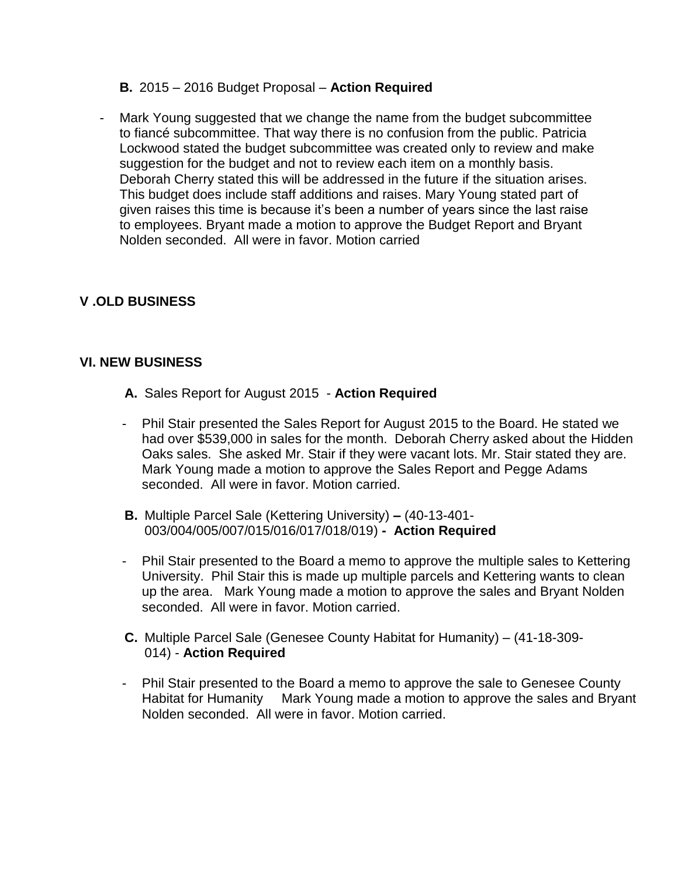**B.** 2015 – 2016 Budget Proposal – **Action Required**

- Mark Young suggested that we change the name from the budget subcommittee to fiancé subcommittee. That way there is no confusion from the public. Patricia Lockwood stated the budget subcommittee was created only to review and make suggestion for the budget and not to review each item on a monthly basis. Deborah Cherry stated this will be addressed in the future if the situation arises. This budget does include staff additions and raises. Mary Young stated part of given raises this time is because it's been a number of years since the last raise to employees. Bryant made a motion to approve the Budget Report and Bryant Nolden seconded. All were in favor. Motion carried

## V .OLD BUSINESS

## VI. NEW BUSINESS

**A.** Sales Report for August 2015 - **Action Required**

- Phil Stair presented the Sales Report for August 2015 to the Board. He stated we had over $539,000 in sales for the month. Deborah Cherry asked about the Hidden Oaks sales. She asked Mr. Stair if they were vacant lots. Mr. Stair stated they are. Mark Young made a motion to approve the Sales Report and Pegge Adams seconded. All were in favor. Motion carried.

**B.** Multiple Parcel Sale (Kettering University) **–** (40-13-401-003/004/005/007/015/016/017/018/019) **- Action Required**

- Phil Stair presented to the Board a memo to approve the multiple sales to Kettering University. Phil Stair this is made up multiple parcels and Kettering wants to clean up the area. Mark Young made a motion to approve the sales and Bryant Nolden seconded. All were in favor. Motion carried.

**C.** Multiple Parcel Sale (Genesee County Habitat for Humanity) – (41-18-309-014) - **Action Required**

- Phil Stair presented to the Board a memo to approve the sale to Genesee County Habitat for Humanity Mark Young made a motion to approve the sales and Bryant Nolden seconded. All were in favor. Motion carried.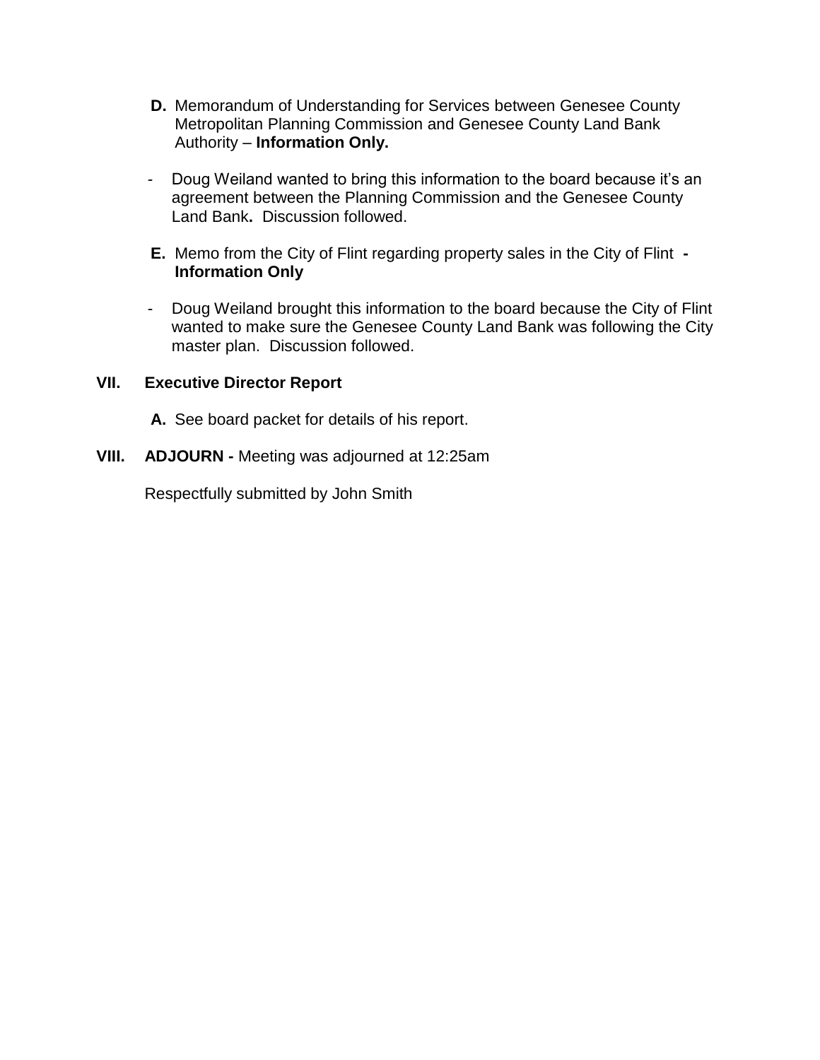**D.** Memorandum of Understanding for Services between Genesee County Metropolitan Planning Commission and Genesee County Land Bank Authority – **Information Only.**

- Doug Weiland wanted to bring this information to the board because it's an agreement between the Planning Commission and the Genesee County Land Bank**.** Discussion followed.

**E.** Memo from the City of Flint regarding property sales in the City of Flint **- Information Only**

- Doug Weiland brought this information to the board because the City of Flint wanted to make sure the Genesee County Land Bank was following the City master plan. Discussion followed.

## VII. Executive Director Report

**A.** See board packet for details of his report.

## VIII. ADJOURN - Meeting was adjourned at 12:25am

Respectfully submitted by John Smith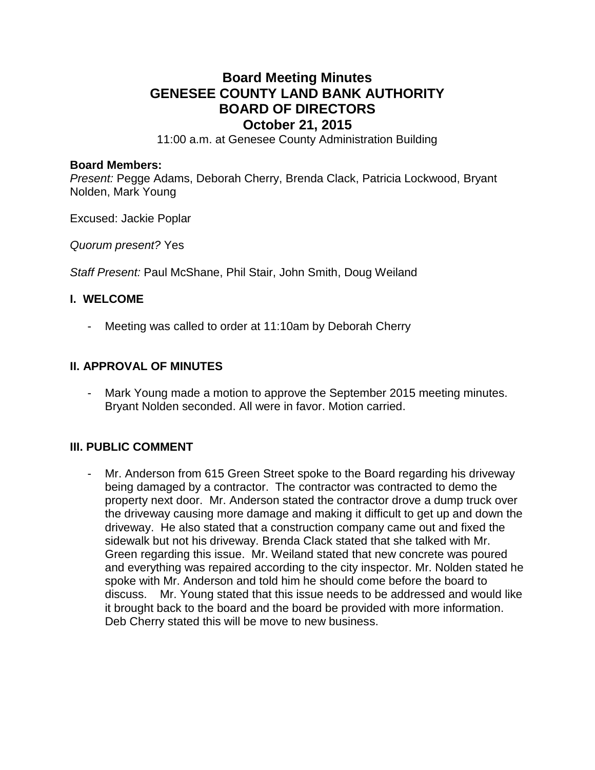# Board Meeting Minutes
# GENESEE COUNTY LAND BANK AUTHORITY
# BOARD OF DIRECTORS
# October 21, 2015

11:00 a.m. at Genesee County Administration Building

**Board Members:**
*Present:* Pegge Adams, Deborah Cherry, Brenda Clack, Patricia Lockwood, Bryant Nolden, Mark Young

Excused: Jackie Poplar

*Quorum present?* Yes

*Staff Present:* Paul McShane, Phil Stair, John Smith, Doug Weiland

## I. WELCOME

- Meeting was called to order at 11:10am by Deborah Cherry

## II. APPROVAL OF MINUTES

- Mark Young made a motion to approve the September 2015 meeting minutes. Bryant Nolden seconded. All were in favor. Motion carried.

## III. PUBLIC COMMENT

- Mr. Anderson from 615 Green Street spoke to the Board regarding his driveway being damaged by a contractor. The contractor was contracted to demo the property next door. Mr. Anderson stated the contractor drove a dump truck over the driveway causing more damage and making it difficult to get up and down the driveway. He also stated that a construction company came out and fixed the sidewalk but not his driveway. Brenda Clack stated that she talked with Mr. Green regarding this issue. Mr. Weiland stated that new concrete was poured and everything was repaired according to the city inspector. Mr. Nolden stated he spoke with Mr. Anderson and told him he should come before the board to discuss. Mr. Young stated that this issue needs to be addressed and would like it brought back to the board and the board be provided with more information. Deb Cherry stated this will be move to new business.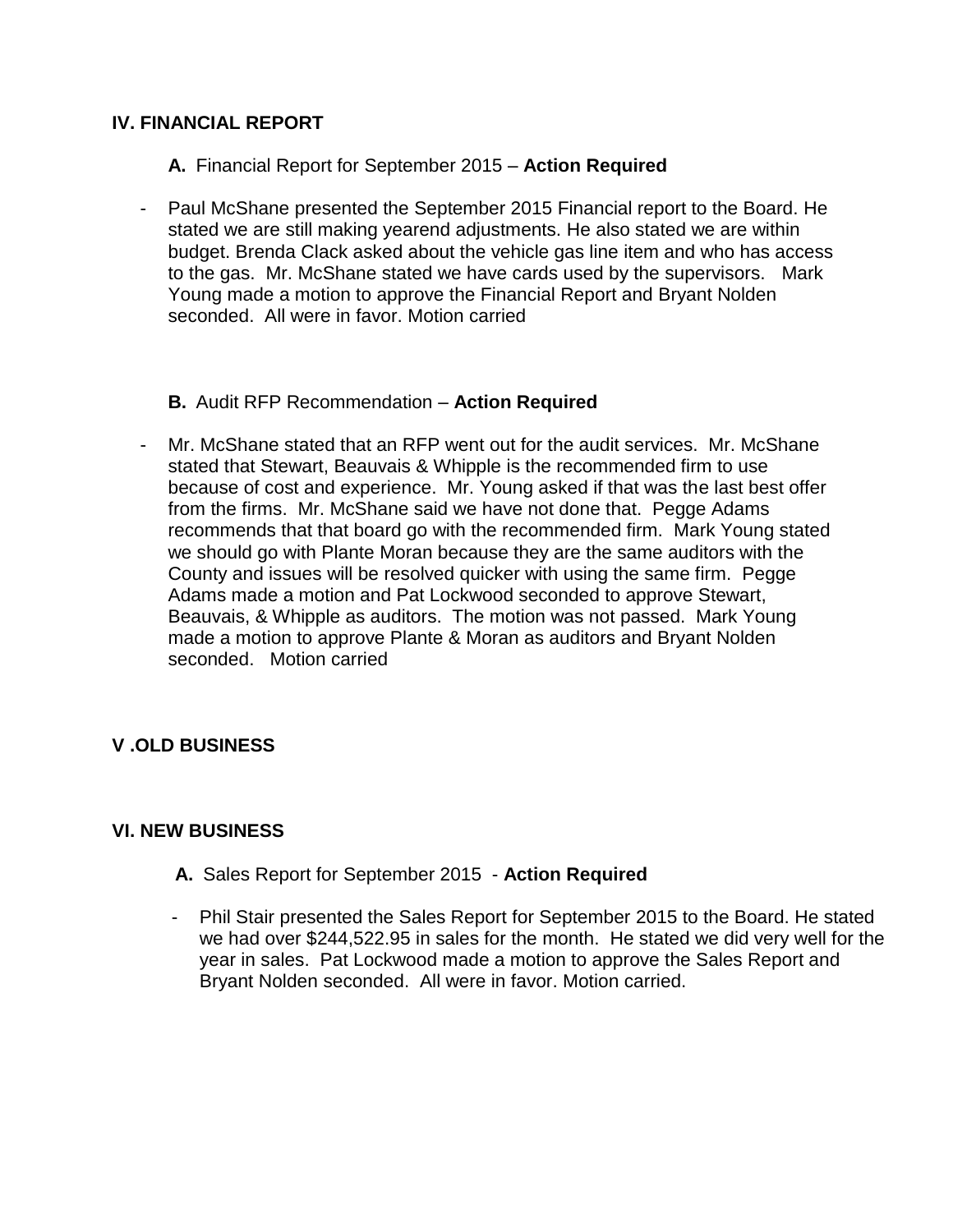## IV. FINANCIAL REPORT

**A.** Financial Report for September 2015 – **Action Required**

- Paul McShane presented the September 2015 Financial report to the Board. He stated we are still making yearend adjustments. He also stated we are within budget. Brenda Clack asked about the vehicle gas line item and who has access to the gas. Mr. McShane stated we have cards used by the supervisors. Mark Young made a motion to approve the Financial Report and Bryant Nolden seconded. All were in favor. Motion carried

**B.** Audit RFP Recommendation – **Action Required**

- Mr. McShane stated that an RFP went out for the audit services. Mr. McShane stated that Stewart, Beauvais & Whipple is the recommended firm to use because of cost and experience. Mr. Young asked if that was the last best offer from the firms. Mr. McShane said we have not done that. Pegge Adams recommends that that board go with the recommended firm. Mark Young stated we should go with Plante Moran because they are the same auditors with the County and issues will be resolved quicker with using the same firm. Pegge Adams made a motion and Pat Lockwood seconded to approve Stewart, Beauvais, & Whipple as auditors. The motion was not passed. Mark Young made a motion to approve Plante & Moran as auditors and Bryant Nolden seconded. Motion carried

## V .OLD BUSINESS

## VI. NEW BUSINESS

**A.** Sales Report for September 2015 - **Action Required**

- Phil Stair presented the Sales Report for September 2015 to the Board. He stated we had over $244,522.95 in sales for the month. He stated we did very well for the year in sales. Pat Lockwood made a motion to approve the Sales Report and Bryant Nolden seconded. All were in favor. Motion carried.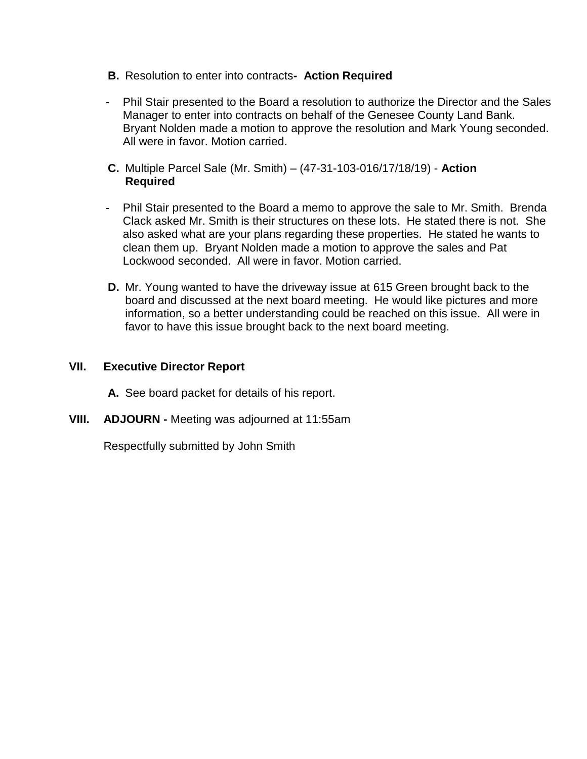**B.** Resolution to enter into contracts**- Action Required**

- Phil Stair presented to the Board a resolution to authorize the Director and the Sales Manager to enter into contracts on behalf of the Genesee County Land Bank. Bryant Nolden made a motion to approve the resolution and Mark Young seconded. All were in favor. Motion carried.

**C.** Multiple Parcel Sale (Mr. Smith) – (47-31-103-016/17/18/19) - **Action Required**

- Phil Stair presented to the Board a memo to approve the sale to Mr. Smith. Brenda Clack asked Mr. Smith is their structures on these lots. He stated there is not. She also asked what are your plans regarding these properties. He stated he wants to clean them up. Bryant Nolden made a motion to approve the sales and Pat Lockwood seconded. All were in favor. Motion carried.

**D.** Mr. Young wanted to have the driveway issue at 615 Green brought back to the board and discussed at the next board meeting. He would like pictures and more information, so a better understanding could be reached on this issue. All were in favor to have this issue brought back to the next board meeting.

## VII. Executive Director Report

**A.** See board packet for details of his report.

## VIII. ADJOURN - Meeting was adjourned at 11:55am

Respectfully submitted by John Smith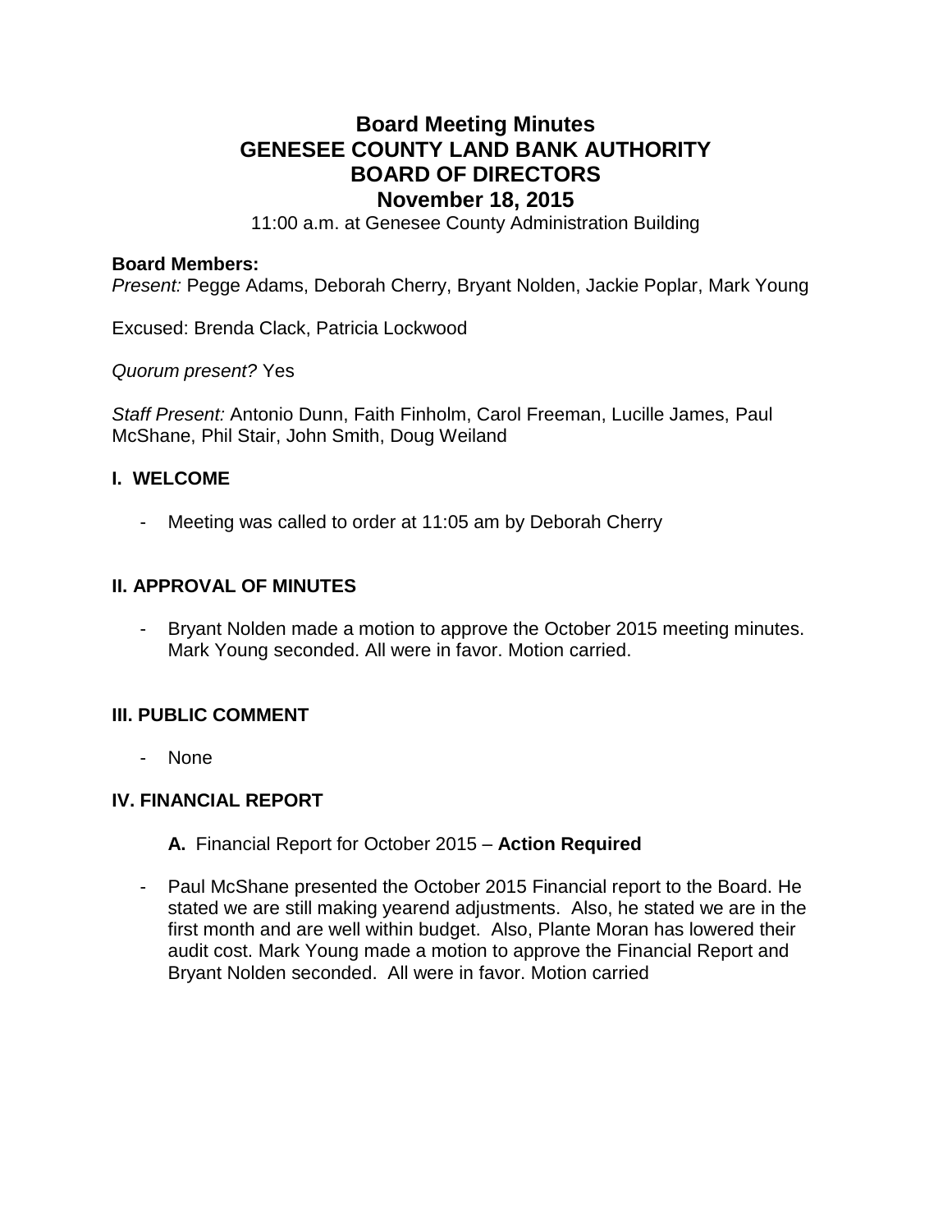# Board Meeting Minutes
# GENESEE COUNTY LAND BANK AUTHORITY
# BOARD OF DIRECTORS
# November 18, 2015

11:00 a.m. at Genesee County Administration Building

**Board Members:**
*Present:* Pegge Adams, Deborah Cherry, Bryant Nolden, Jackie Poplar, Mark Young

Excused: Brenda Clack, Patricia Lockwood

*Quorum present?* Yes

*Staff Present:* Antonio Dunn, Faith Finholm, Carol Freeman, Lucille James, Paul McShane, Phil Stair, John Smith, Doug Weiland

## I. WELCOME

- Meeting was called to order at 11:05 am by Deborah Cherry

## II. APPROVAL OF MINUTES

- Bryant Nolden made a motion to approve the October 2015 meeting minutes. Mark Young seconded. All were in favor. Motion carried.

## III. PUBLIC COMMENT

- None

## IV. FINANCIAL REPORT

**A.** Financial Report for October 2015 – **Action Required**

- Paul McShane presented the October 2015 Financial report to the Board. He stated we are still making yearend adjustments. Also, he stated we are in the first month and are well within budget. Also, Plante Moran has lowered their audit cost. Mark Young made a motion to approve the Financial Report and Bryant Nolden seconded. All were in favor. Motion carried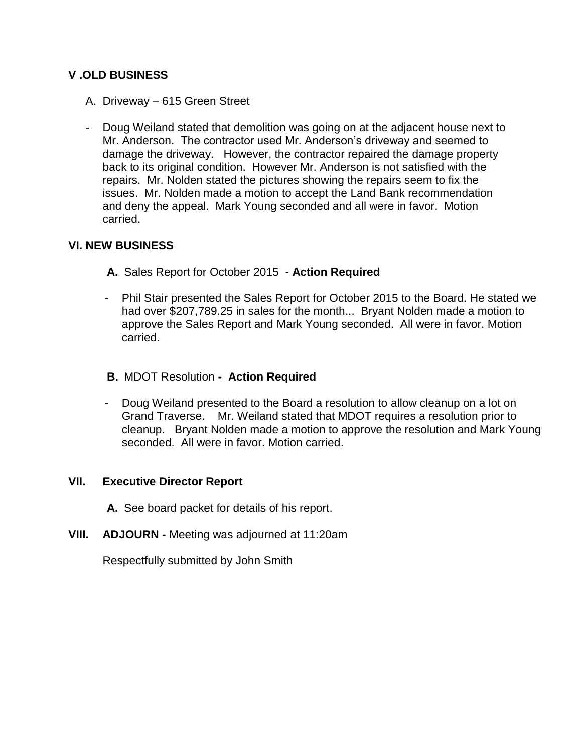## V .OLD BUSINESS

A. Driveway – 615 Green Street

- Doug Weiland stated that demolition was going on at the adjacent house next to Mr. Anderson. The contractor used Mr. Anderson's driveway and seemed to damage the driveway. However, the contractor repaired the damage property back to its original condition. However Mr. Anderson is not satisfied with the repairs. Mr. Nolden stated the pictures showing the repairs seem to fix the issues. Mr. Nolden made a motion to accept the Land Bank recommendation and deny the appeal. Mark Young seconded and all were in favor. Motion carried.

## VI. NEW BUSINESS

**A.** Sales Report for October 2015 - **Action Required**

- Phil Stair presented the Sales Report for October 2015 to the Board. He stated we had over $207,789.25 in sales for the month... Bryant Nolden made a motion to approve the Sales Report and Mark Young seconded. All were in favor. Motion carried.

**B.** MDOT Resolution **- Action Required**

- Doug Weiland presented to the Board a resolution to allow cleanup on a lot on Grand Traverse. Mr. Weiland stated that MDOT requires a resolution prior to cleanup. Bryant Nolden made a motion to approve the resolution and Mark Young seconded. All were in favor. Motion carried.

## VII. Executive Director Report

**A.** See board packet for details of his report.

## VIII. ADJOURN - Meeting was adjourned at 11:20am

Respectfully submitted by John Smith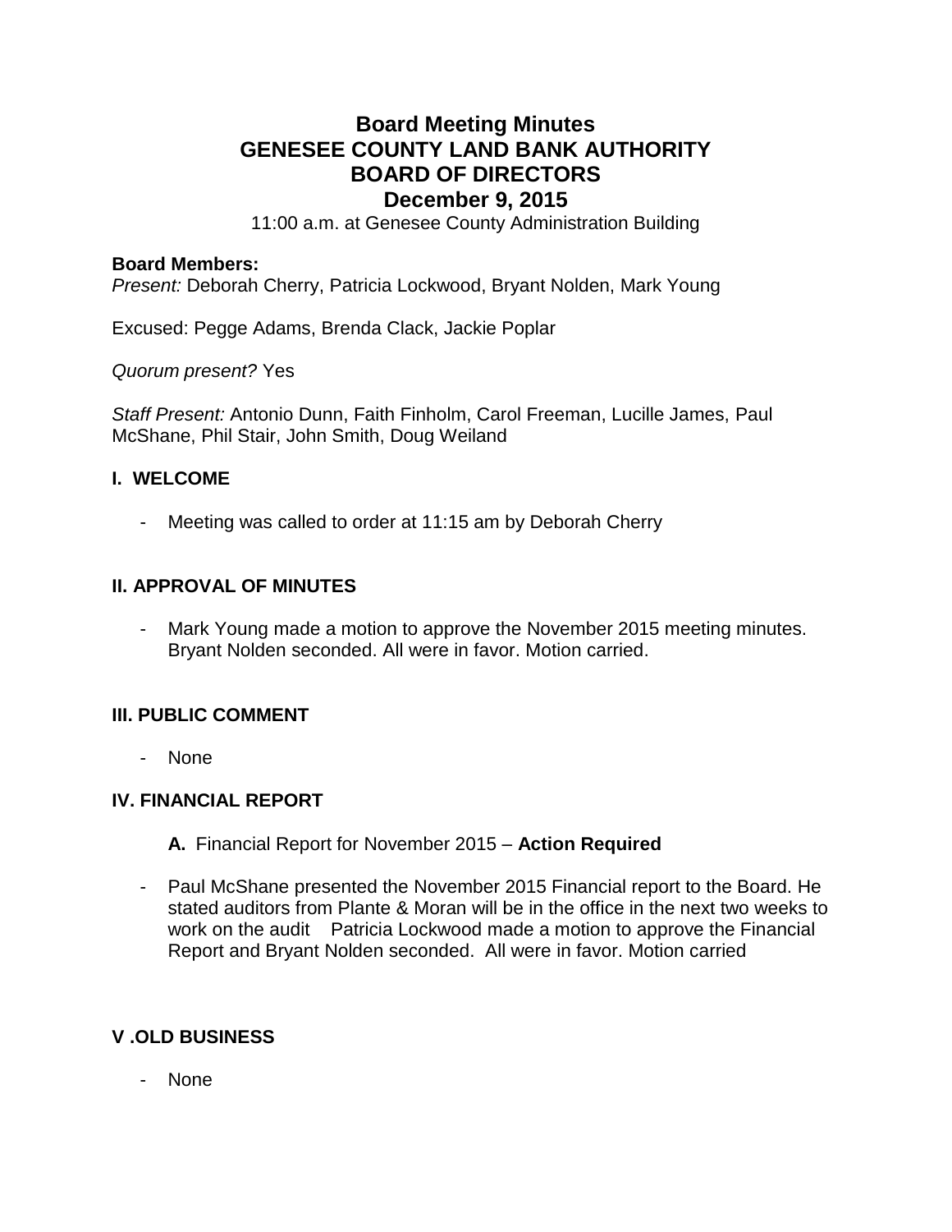# Board Meeting Minutes
# GENESEE COUNTY LAND BANK AUTHORITY
# BOARD OF DIRECTORS
# December 9, 2015

11:00 a.m. at Genesee County Administration Building

**Board Members:**
*Present:* Deborah Cherry, Patricia Lockwood, Bryant Nolden, Mark Young

Excused: Pegge Adams, Brenda Clack, Jackie Poplar

*Quorum present?* Yes

*Staff Present:* Antonio Dunn, Faith Finholm, Carol Freeman, Lucille James, Paul McShane, Phil Stair, John Smith, Doug Weiland

## I. WELCOME

- Meeting was called to order at 11:15 am by Deborah Cherry

## II. APPROVAL OF MINUTES

- Mark Young made a motion to approve the November 2015 meeting minutes. Bryant Nolden seconded. All were in favor. Motion carried.

## III. PUBLIC COMMENT

- None

## IV. FINANCIAL REPORT

**A.** Financial Report for November 2015 – **Action Required**

- Paul McShane presented the November 2015 Financial report to the Board. He stated auditors from Plante & Moran will be in the office in the next two weeks to work on the audit   Patricia Lockwood made a motion to approve the Financial Report and Bryant Nolden seconded.  All were in favor. Motion carried

## V .OLD BUSINESS

- None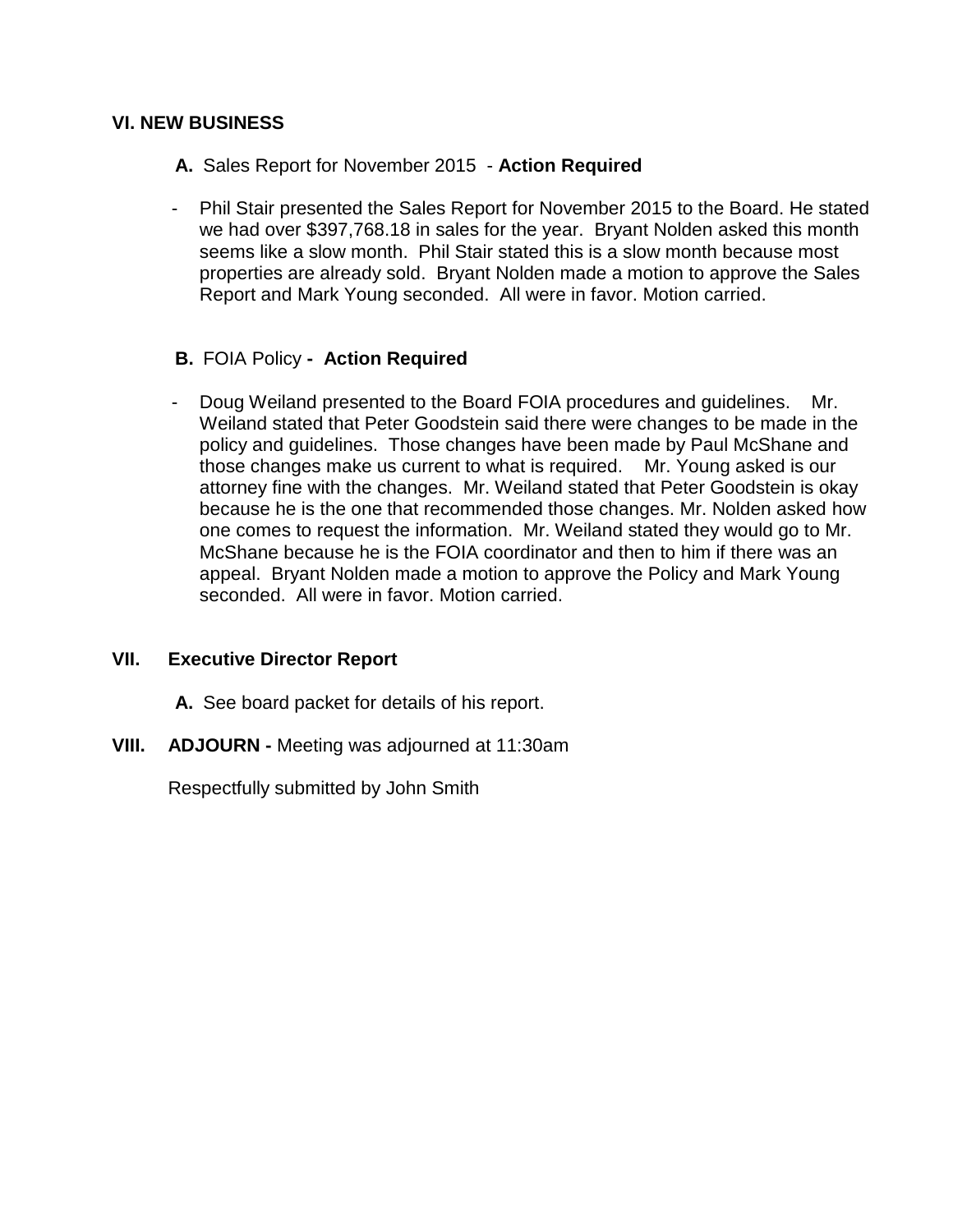## VI. NEW BUSINESS

**A.** Sales Report for November 2015 - **Action Required**

- Phil Stair presented the Sales Report for November 2015 to the Board. He stated we had over $397,768.18 in sales for the year. Bryant Nolden asked this month seems like a slow month. Phil Stair stated this is a slow month because most properties are already sold. Bryant Nolden made a motion to approve the Sales Report and Mark Young seconded. All were in favor. Motion carried.

**B.** FOIA Policy **- Action Required**

- Doug Weiland presented to the Board FOIA procedures and guidelines. Mr. Weiland stated that Peter Goodstein said there were changes to be made in the policy and guidelines. Those changes have been made by Paul McShane and those changes make us current to what is required. Mr. Young asked is our attorney fine with the changes. Mr. Weiland stated that Peter Goodstein is okay because he is the one that recommended those changes. Mr. Nolden asked how one comes to request the information. Mr. Weiland stated they would go to Mr. McShane because he is the FOIA coordinator and then to him if there was an appeal. Bryant Nolden made a motion to approve the Policy and Mark Young seconded. All were in favor. Motion carried.

## VII. Executive Director Report

**A.** See board packet for details of his report.

## VIII. ADJOURN - Meeting was adjourned at 11:30am

Respectfully submitted by John Smith